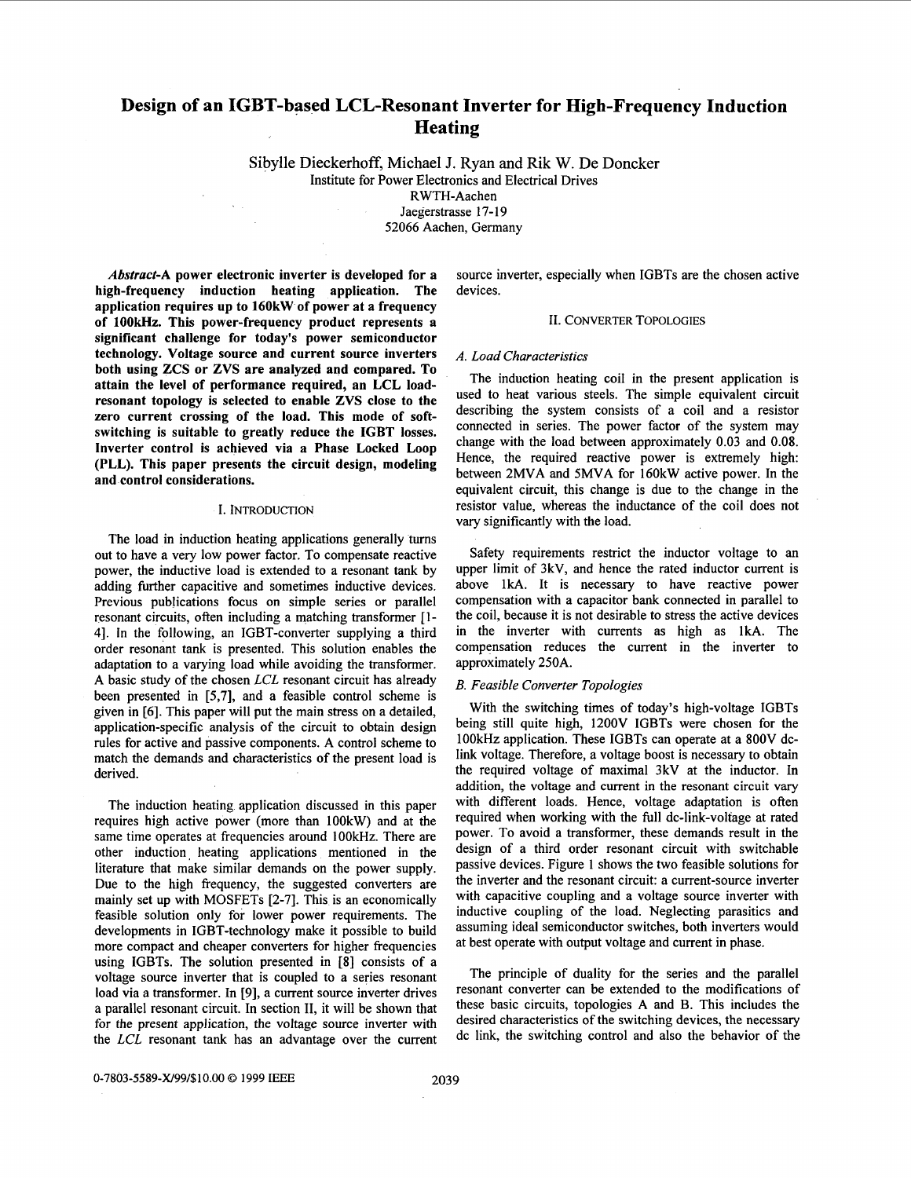# Design of an IGBT-based LCL-Resonant Inverter for High-Frequency Induction Heating

Sibylle Dieckerhoff, Michael J. Ryan and Rik W. De Doncker

Institute for Power Electronics and Electrical Drives
RWTH-Aachen
Jaegerstrasse 17-19
52066 Aachen, Germany

***Abstract*-A power electronic inverter is developed for a high-frequency induction heating application. The application requires up to 160kW of power at a frequency of 100kHz. This power-frequency product represents a significant challenge for today's power semiconductor technology. Voltage source and current source inverters both using ZCS or ZVS are analyzed and compared. To attain the level of performance required, an LCL load-resonant topology is selected to enable ZVS close to the zero current crossing of the load. This mode of soft-switching is suitable to greatly reduce the IGBT losses. Inverter control is achieved via a Phase Locked Loop (PLL). This paper presents the circuit design, modeling and control considerations.**

## I. INTRODUCTION

The load in induction heating applications generally turns out to have a very low power factor. To compensate reactive power, the inductive load is extended to a resonant tank by adding further capacitive and sometimes inductive devices. Previous publications focus on simple series or parallel resonant circuits, often including a matching transformer [1-4]. In the following, an IGBT-converter supplying a third order resonant tank is presented. This solution enables the adaptation to a varying load while avoiding the transformer. A basic study of the chosen *LCL* resonant circuit has already been presented in [5,7], and a feasible control scheme is given in [6]. This paper will put the main stress on a detailed, application-specific analysis of the circuit to obtain design rules for active and passive components. A control scheme to match the demands and characteristics of the present load is derived.

The induction heating application discussed in this paper requires high active power (more than 100kW) and at the same time operates at frequencies around 100kHz. There are other induction heating applications mentioned in the literature that make similar demands on the power supply. Due to the high frequency, the suggested converters are mainly set up with MOSFETs [2-7]. This is an economically feasible solution only for lower power requirements. The developments in IGBT-technology make it possible to build more compact and cheaper converters for higher frequencies using IGBTs. The solution presented in [8] consists of a voltage source inverter that is coupled to a series resonant load via a transformer. In [9], a current source inverter drives a parallel resonant circuit. In section II, it will be shown that for the present application, the voltage source inverter with the *LCL* resonant tank has an advantage over the current source inverter, especially when IGBTs are the chosen active devices.

## II. CONVERTER TOPOLOGIES

### *A. Load Characteristics*

The induction heating coil in the present application is used to heat various steels. The simple equivalent circuit describing the system consists of a coil and a resistor connected in series. The power factor of the system may change with the load between approximately 0.03 and 0.08. Hence, the required reactive power is extremely high: between 2MVA and 5MVA for 160kW active power. In the equivalent circuit, this change is due to the change in the resistor value, whereas the inductance of the coil does not vary significantly with the load.

Safety requirements restrict the inductor voltage to an upper limit of 3kV, and hence the rated inductor current is above 1kA. It is necessary to have reactive power compensation with a capacitor bank connected in parallel to the coil, because it is not desirable to stress the active devices in the inverter with currents as high as 1kA. The compensation reduces the current in the inverter to approximately 250A.

### *B. Feasible Converter Topologies*

With the switching times of today's high-voltage IGBTs being still quite high, 1200V IGBTs were chosen for the 100kHz application. These IGBTs can operate at a 800V dc-link voltage. Therefore, a voltage boost is necessary to obtain the required voltage of maximal 3kV at the inductor. In addition, the voltage and current in the resonant circuit vary with different loads. Hence, voltage adaptation is often required when working with the full dc-link-voltage at rated power. To avoid a transformer, these demands result in the design of a third order resonant circuit with switchable passive devices. Figure 1 shows the two feasible solutions for the inverter and the resonant circuit: a current-source inverter with capacitive coupling and a voltage source inverter with inductive coupling of the load. Neglecting parasitics and assuming ideal semiconductor switches, both inverters would at best operate with output voltage and current in phase.

The principle of duality for the series and the parallel resonant converter can be extended to the modifications of these basic circuits, topologies A and B. This includes the desired characteristics of the switching devices, the necessary dc link, the switching control and also the behavior of the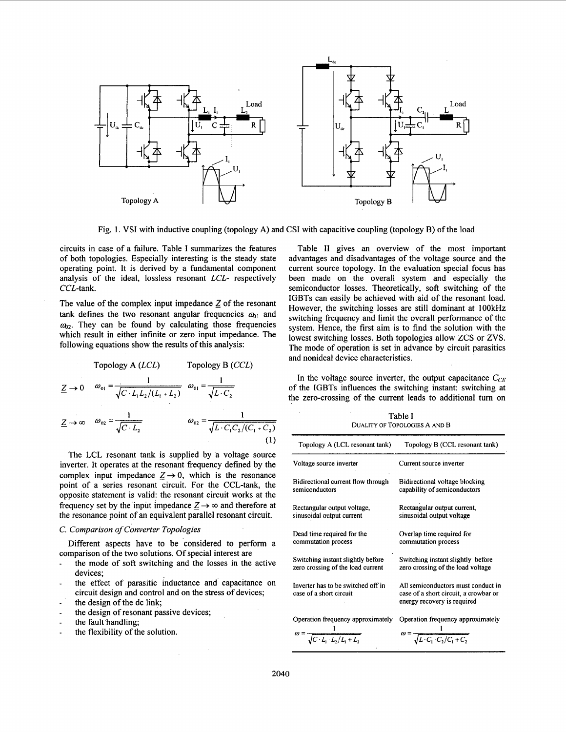Fig. 1. VSI with inductive coupling (topology A) and CSI with capacitive coupling (topology B) of the load

circuits in case of a failure. Table I summarizes the features of both topologies. Especially interesting is the steady state operating point. It is derived by a fundamental component analysis of the ideal, lossless resonant *LCL*- respectively *CCL*-tank.

The value of the complex input impedance $\underline{Z}$ of the resonant tank defines the two resonant angular frequencies $\omega_{01}$ and $\omega_{02}$. They can be found by calculating those frequencies which result in either infinite or zero input impedance. The following equations show the results of this analysis:

| | Topology A (*LCL*) | Topology B (*CCL*) |
|---|---|---|
| $\underline{Z} \to 0$ | $\omega_{01} = \dfrac{1}{\sqrt{C \cdot L_1 L_2/(L_1 + L_2)}}$ | $\omega_{01} = \dfrac{1}{\sqrt{L \cdot C_2}}$ |
| $\underline{Z} \to \infty$ | $\omega_{02} = \dfrac{1}{\sqrt{C \cdot L_2}}$ | $\omega_{02} = \dfrac{1}{\sqrt{L \cdot C_1 C_2/(C_1 + C_2)}}$ |

(1)

The LCL resonant tank is supplied by a voltage source inverter. It operates at the resonant frequency defined by the complex input impedance $\underline{Z} \to 0$, which is the resonance point of a series resonant circuit. For the CCL-tank, the opposite statement is valid: the resonant circuit works at the frequency set by the input impedance $\underline{Z} \to \infty$ and therefore at the resonance point of an equivalent parallel resonant circuit.

### C. Comparison of Converter Topologies

Different aspects have to be considered to perform a comparison of the two solutions. Of special interest are

- the mode of soft switching and the losses in the active devices;
- the effect of parasitic inductance and capacitance on circuit design and control and on the stress of devices;
- the design of the dc link;
- the design of resonant passive devices;
- the fault handling;
- the flexibility of the solution.

Table II gives an overview of the most important advantages and disadvantages of the voltage source and the current source topology. In the evaluation special focus has been made on the overall system and especially the semiconductor losses. Theoretically, soft switching of the IGBTs can easily be achieved with aid of the resonant load. However, the switching losses are still dominant at 100kHz switching frequency and limit the overall performance of the system. Hence, the first aim is to find the solution with the lowest switching losses. Both topologies allow ZCS or ZVS. The mode of operation is set in advance by circuit parasitics and nonideal device characteristics.

In the voltage source inverter, the output capacitance $C_{CE}$ of the IGBTs influences the switching instant: switching at the zero-crossing of the current leads to additional turn on

Table I
DUALITY OF TOPOLOGIES A AND B

| Topology A (LCL resonant tank) | Topology B (CCL resonant tank) |
|---|---|
| Voltage source inverter | Current source inverter |
| Bidirectional current flow through semiconductors | Bidirectional voltage blocking capability of semiconductors |
| Rectangular output voltage, sinusoidal output current | Rectangular output current, sinusoidal output voltage |
| Dead time required for the commutation process | Overlap time required for commutation process |
| Switching instant slightly before zero crossing of the load current | Switching instant slightly before zero crossing of the load voltage |
| Inverter has to be switched off in case of a short circuit | All semiconductors must conduct in case of a short circuit, a crowbar or energy recovery is required |
| Operation frequency approximately $\omega = \dfrac{1}{\sqrt{C \cdot L_1 \cdot L_2/L_1 + L_2}}$ | Operation frequency approximately $\omega = \dfrac{1}{\sqrt{L \cdot C_1 \cdot C_2/C_1 + C_2}}$ |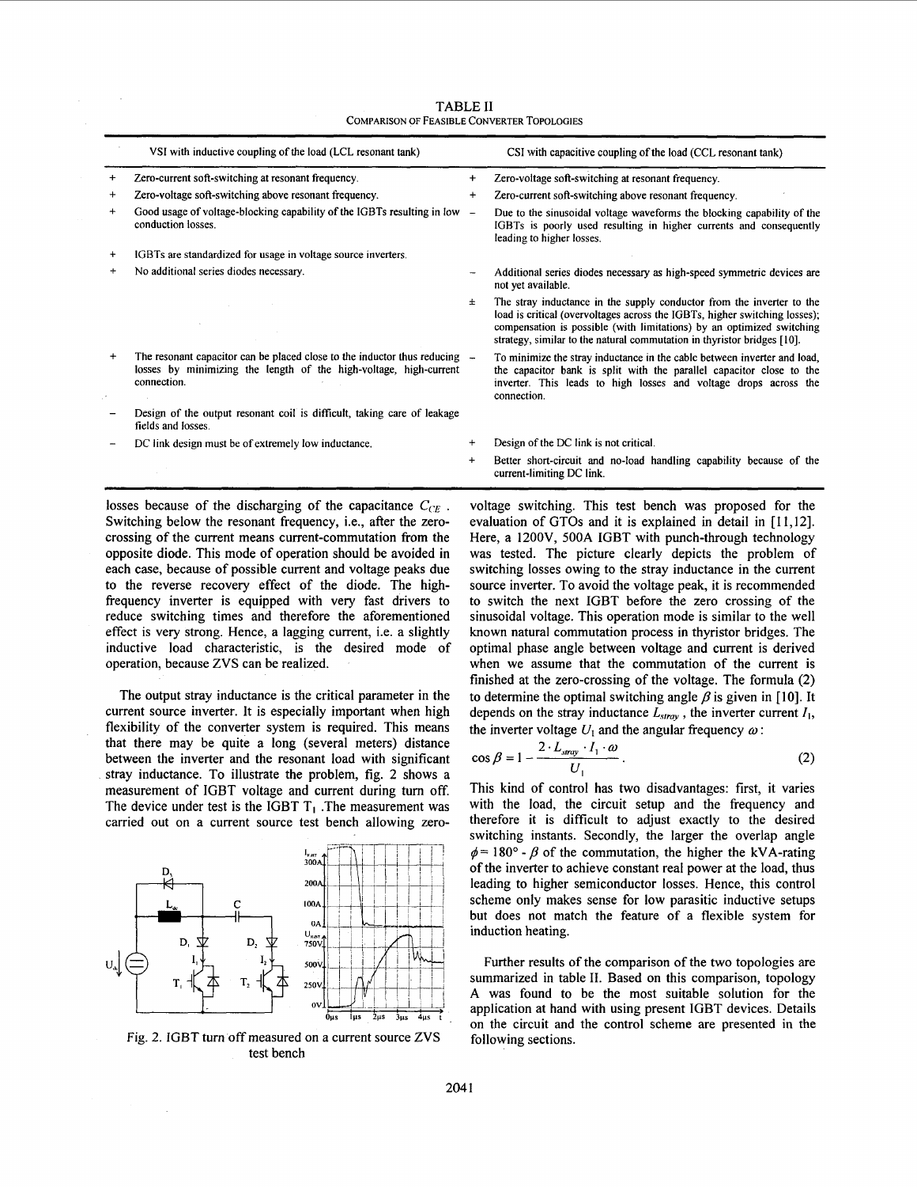TABLE II

COMPARISON OF FEASIBLE CONVERTER TOPOLOGIES

| | VSI with inductive coupling of the load (LCL resonant tank) | | CSI with capacitive coupling of the load (CCL resonant tank) |
|---|---|---|---|
| + | Zero-current soft-switching at resonant frequency. | + | Zero-voltage soft-switching at resonant frequency. |
| + | Zero-voltage soft-switching above resonant frequency. | + | Zero-current soft-switching above resonant frequency. |
| + | Good usage of voltage-blocking capability of the IGBTs resulting in low conduction losses. | – | Due to the sinusoidal voltage waveforms the blocking capability of the IGBTs is poorly used resulting in higher currents and consequently leading to higher losses. |
| + | IGBTs are standardized for usage in voltage source inverters. | | |
| + | No additional series diodes necessary. | – | Additional series diodes necessary as high-speed symmetric devices are not yet available. |
| | | ± | The stray inductance in the supply conductor from the inverter to the load is critical (overvoltages across the IGBTs, higher switching losses); compensation is possible (with limitations) by an optimized switching strategy, similar to the natural commutation in thyristor bridges [10]. |
| + | The resonant capacitor can be placed close to the inductor thus reducing losses by minimizing the length of the high-voltage, high-current connection. | – | To minimize the stray inductance in the cable between inverter and load, the capacitor bank is split with the parallel capacitor close to the inverter. This leads to high losses and voltage drops across the connection. |
| – | Design of the output resonant coil is difficult, taking care of leakage fields and losses. | | |
| – | DC link design must be of extremely low inductance. | + | Design of the DC link is not critical. |
| | | + | Better short-circuit and no-load handling capability because of the current-limiting DC link. |

losses because of the discharging of the capacitance $C_{CE}$. Switching below the resonant frequency, i.e., after the zero-crossing of the current means current-commutation from the opposite diode. This mode of operation should be avoided in each case, because of possible current and voltage peaks due to the reverse recovery effect of the diode. The high-frequency inverter is equipped with very fast drivers to reduce switching times and therefore the aforementioned effect is very strong. Hence, a lagging current, i.e. a slightly inductive load characteristic, is the desired mode of operation, because ZVS can be realized.

The output stray inductance is the critical parameter in the current source inverter. It is especially important when high flexibility of the converter system is required. This means that there may be quite a long (several meters) distance between the inverter and the resonant load with significant stray inductance. To illustrate the problem, fig. 2 shows a measurement of IGBT voltage and current during turn off. The device under test is the IGBT $T_1$. The measurement was carried out on a current source test bench allowing zero-voltage switching. This test bench was proposed for the evaluation of GTOs and it is explained in detail in [11,12]. Here, a 1200V, 500A IGBT with punch-through technology was tested. The picture clearly depicts the problem of switching losses owing to the stray inductance in the current source inverter. To avoid the voltage peak, it is recommended to switch the next IGBT before the zero crossing of the sinusoidal voltage. This operation mode is similar to the well known natural commutation process in thyristor bridges. The optimal phase angle between voltage and current is derived when we assume that the commutation of the current is finished at the zero-crossing of the voltage. The formula (2) to determine the optimal switching angle $\beta$ is given in [10]. It depends on the stray inductance $L_{stray}$, the inverter current $I_1$, the inverter voltage $U_1$ and the angular frequency $\omega$:

$$\cos\beta = 1 - \frac{2 \cdot L_{stray} \cdot I_1 \cdot \omega}{U_1}. \qquad (2)$$

Fig. 2. IGBT turn off measured on a current source ZVS test bench

This kind of control has two disadvantages: first, it varies with the load, the circuit setup and the frequency and therefore it is difficult to adjust exactly to the desired switching instants. Secondly, the larger the overlap angle $\phi = 180° - \beta$ of the commutation, the higher the kVA-rating of the inverter to achieve constant real power at the load, thus leading to higher semiconductor losses. Hence, this control scheme only makes sense for low parasitic inductive setups but does not match the feature of a flexible system for induction heating.

Further results of the comparison of the two topologies are summarized in table II. Based on this comparison, topology A was found to be the most suitable solution for the application at hand with using present IGBT devices. Details on the circuit and the control scheme are presented in the following sections.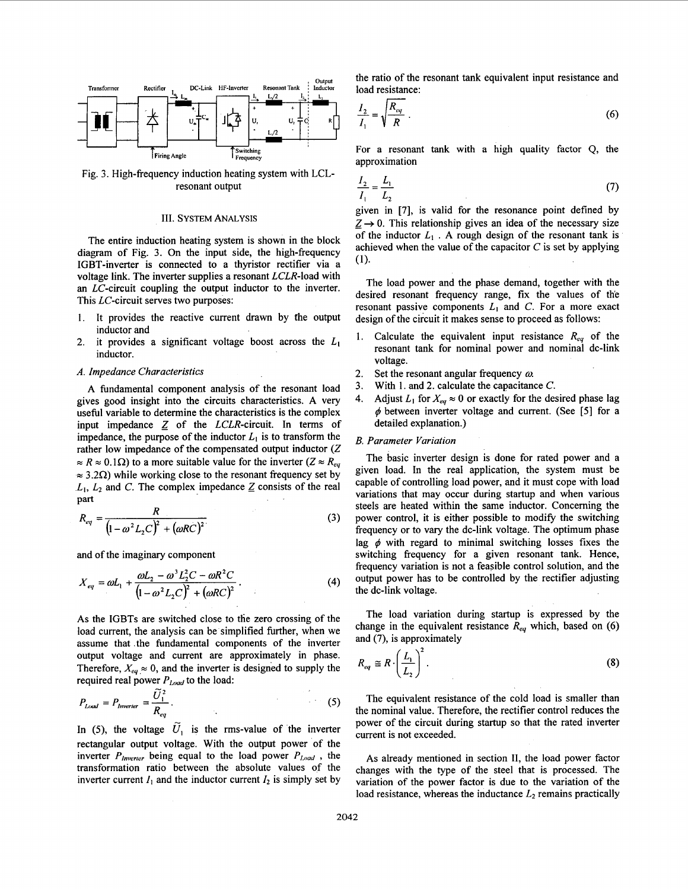Fig. 3. High-frequency induction heating system with LCL-resonant output

### III. SYSTEM ANALYSIS

The entire induction heating system is shown in the block diagram of Fig. 3. On the input side, the high-frequency IGBT-inverter is connected to a thyristor rectifier via a voltage link. The inverter supplies a resonant *LCLR*-load with an *LC*-circuit coupling the output inductor to the inverter. This *LC*-circuit serves two purposes:

1. It provides the reactive current drawn by the output inductor and
2. it provides a significant voltage boost across the $L_1$ inductor.

#### A. Impedance Characteristics

A fundamental component analysis of the resonant load gives good insight into the circuits characteristics. A very useful variable to determine the characteristics is the complex input impedance $\underline{Z}$ of the *LCLR*-circuit. In terms of impedance, the purpose of the inductor $L_1$ is to transform the rather low impedance of the compensated output inductor ($Z \approx R \approx 0.1\Omega$) to a more suitable value for the inverter ($Z \approx R_{eq} \approx 3.2\Omega$) while working close to the resonant frequency set by $L_1$, $L_2$ and $C$. The complex impedance $\underline{Z}$ consists of the real part

$$R_{eq} = \frac{R}{\left(1 - \omega^2 L_2 C\right)^2 + (\omega R C)^2} \tag{3}$$

and of the imaginary component

$$X_{eq} = \omega L_1 + \frac{\omega L_2 - \omega^3 L_2^2 C - \omega R^2 C}{\left(1 - \omega^2 L_2 C\right)^2 + (\omega R C)^2}. \tag{4}$$

As the IGBTs are switched close to the zero crossing of the load current, the analysis can be simplified further, when we assume that the fundamental components of the inverter output voltage and current are approximately in phase. Therefore, $X_{eq} \approx 0$, and the inverter is designed to supply the required real power $P_{Load}$ to the load:

$$P_{Load} = P_{Inverter} = \frac{\tilde{U}_1^2}{R_{eq}}. \tag{5}$$

In (5), the voltage $\tilde{U}_1$ is the rms-value of the inverter rectangular output voltage. With the output power of the inverter $P_{Inverter}$ being equal to the load power $P_{Load}$, the transformation ratio between the absolute values of the inverter current $I_1$ and the inductor current $I_2$ is simply set by the ratio of the resonant tank equivalent input resistance and load resistance:

$$\frac{I_2}{I_1} = \sqrt{\frac{R_{eq}}{R}}. \tag{6}$$

For a resonant tank with a high quality factor Q, the approximation

$$\frac{I_2}{I_1} = \frac{L_1}{L_2} \tag{7}$$

given in [7], is valid for the resonance point defined by $\underline{Z} \to 0$. This relationship gives an idea of the necessary size of the inductor $L_1$. A rough design of the resonant tank is achieved when the value of the capacitor $C$ is set by applying (1).

The load power and the phase demand, together with the desired resonant frequency range, fix the values of the resonant passive components $L_1$ and $C$. For a more exact design of the circuit it makes sense to proceed as follows:

1. Calculate the equivalent input resistance $R_{eq}$ of the resonant tank for nominal power and nominal dc-link voltage.
2. Set the resonant angular frequency $\omega$.
3. With 1. and 2. calculate the capacitance $C$.
4. Adjust $L_1$ for $X_{eq} \approx 0$ or exactly for the desired phase lag $\phi$ between inverter voltage and current. (See [5] for a detailed explanation.)

#### B. Parameter Variation

The basic inverter design is done for rated power and a given load. In the real application, the system must be capable of controlling load power, and it must cope with load variations that may occur during startup and when various steels are heated within the same inductor. Concerning the power control, it is either possible to modify the switching frequency or to vary the dc-link voltage. The optimum phase lag $\phi$ with regard to minimal switching losses fixes the switching frequency for a given resonant tank. Hence, frequency variation is not a feasible control solution, and the output power has to be controlled by the rectifier adjusting the dc-link voltage.

The load variation during startup is expressed by the change in the equivalent resistance $R_{eq}$ which, based on (6) and (7), is approximately

$$R_{eq} \cong R \cdot \left(\frac{L_1}{L_2}\right)^2. \tag{8}$$

The equivalent resistance of the cold load is smaller than the nominal value. Therefore, the rectifier control reduces the power of the circuit during startup so that the rated inverter current is not exceeded.

As already mentioned in section II, the load power factor changes with the type of the steel that is processed. The variation of the power factor is due to the variation of the load resistance, whereas the inductance $L_2$ remains practically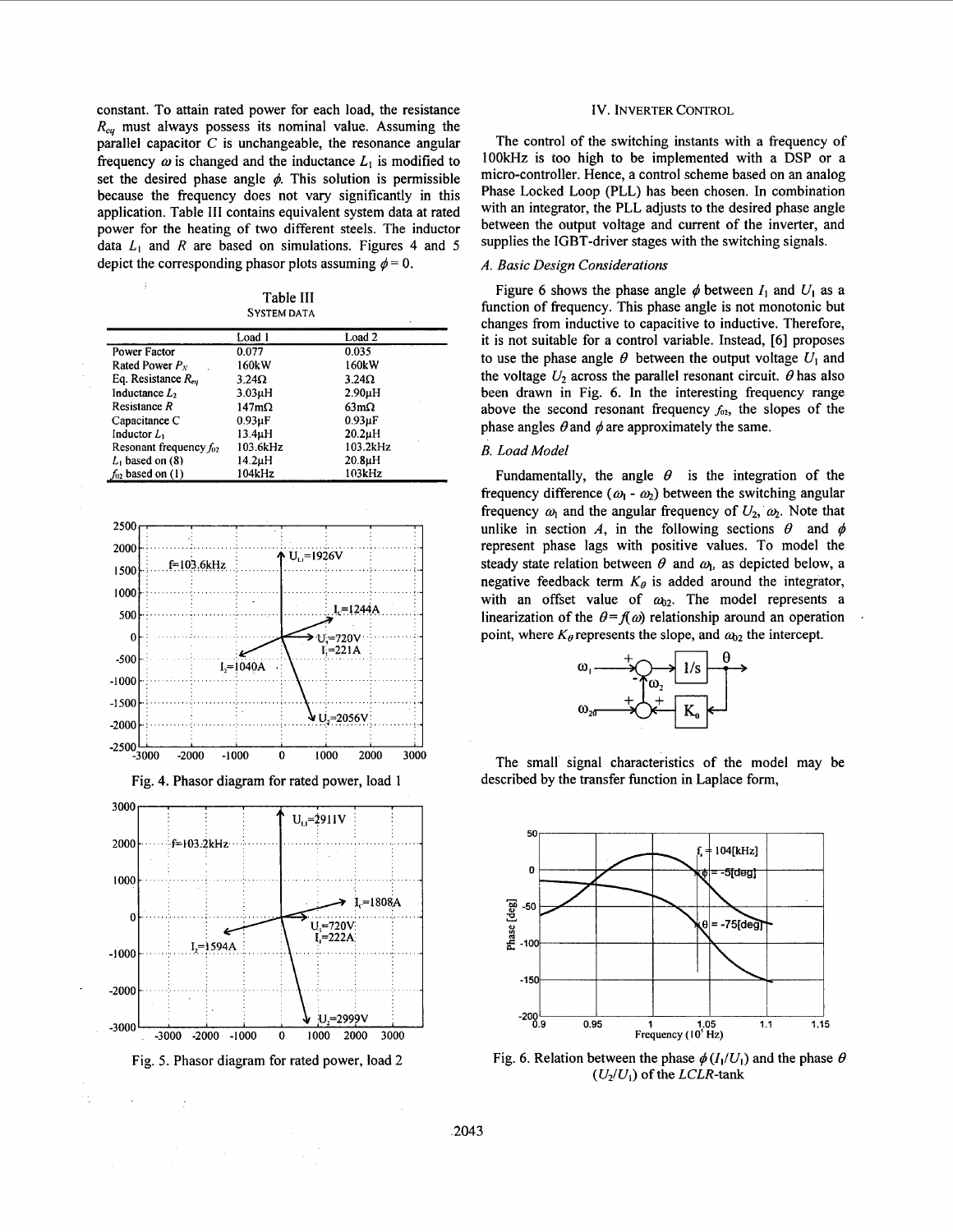constant. To attain rated power for each load, the resistance $R_{eq}$ must always possess its nominal value. Assuming the parallel capacitor $C$ is unchangeable, the resonance angular frequency $\omega$ is changed and the inductance $L_1$ is modified to set the desired phase angle $\phi$. This solution is permissible because the frequency does not vary significantly in this application. Table III contains equivalent system data at rated power for the heating of two different steels. The inductor data $L_1$ and $R$ are based on simulations. Figures 4 and 5 depict the corresponding phasor plots assuming $\phi = 0$.

Table III
SYSTEM DATA

| | Load 1 | Load 2 |
|---|---|---|
| Power Factor | 0.077 | 0.035 |
| Rated Power $P_N$ | 160kW | 160kW |
| Eq. Resistance $R_{eq}$ | 3.24Ω | 3.24Ω |
| Inductance $L_2$ | 3.03μH | 2.90μH |
| Resistance $R$ | 147mΩ | 63mΩ |
| Capacitance C | 0.93μF | 0.93μF |
| Inductor $L_1$ | 13.4μH | 20.2μH |
| Resonant frequency $f_{02}$ | 103.6kHz | 103.2kHz |
| $L_1$ based on (8) | 14.2μH | 20.8μH |
| $f_{02}$ based on (1) | 104kHz | 103kHz |

Fig. 4. Phasor diagram for rated power, load 1

Fig. 5. Phasor diagram for rated power, load 2

## IV. INVERTER CONTROL

The control of the switching instants with a frequency of 100kHz is too high to be implemented with a DSP or a micro-controller. Hence, a control scheme based on an analog Phase Locked Loop (PLL) has been chosen. In combination with an integrator, the PLL adjusts to the desired phase angle between the output voltage and current of the inverter, and supplies the IGBT-driver stages with the switching signals.

### A. Basic Design Considerations

Figure 6 shows the phase angle $\phi$ between $I_1$ and $U_1$ as a function of frequency. This phase angle is not monotonic but changes from inductive to capacitive to inductive. Therefore, it is not suitable for a control variable. Instead, [6] proposes to use the phase angle $\theta$ between the output voltage $U_1$ and the voltage $U_2$ across the parallel resonant circuit. $\theta$ has also been drawn in Fig. 6. In the interesting frequency range above the second resonant frequency $f_{02}$, the slopes of the phase angles $\theta$ and $\phi$ are approximately the same.

### B. Load Model

Fundamentally, the angle $\theta$ is the integration of the frequency difference $(\omega_1 - \omega_2)$ between the switching angular frequency $\omega_1$ and the angular frequency of $U_2$, $\omega_2$. Note that unlike in section *A*, in the following sections $\theta$ and $\phi$ represent phase lags with positive values. To model the steady state relation between $\theta$ and $\omega_1$, as depicted below, a negative feedback term $K_\theta$ is added around the integrator, with an offset value of $\omega_{02}$. The model represents a linearization of the $\theta = f(\omega)$ relationship around an operation point, where $K_\theta$ represents the slope, and $\omega_{02}$ the intercept.

The small signal characteristics of the model may be described by the transfer function in Laplace form,

Fig. 6. Relation between the phase $\phi$ ($I_1/U_1$) and the phase $\theta$ ($U_2/U_1$) of the *LCLR*-tank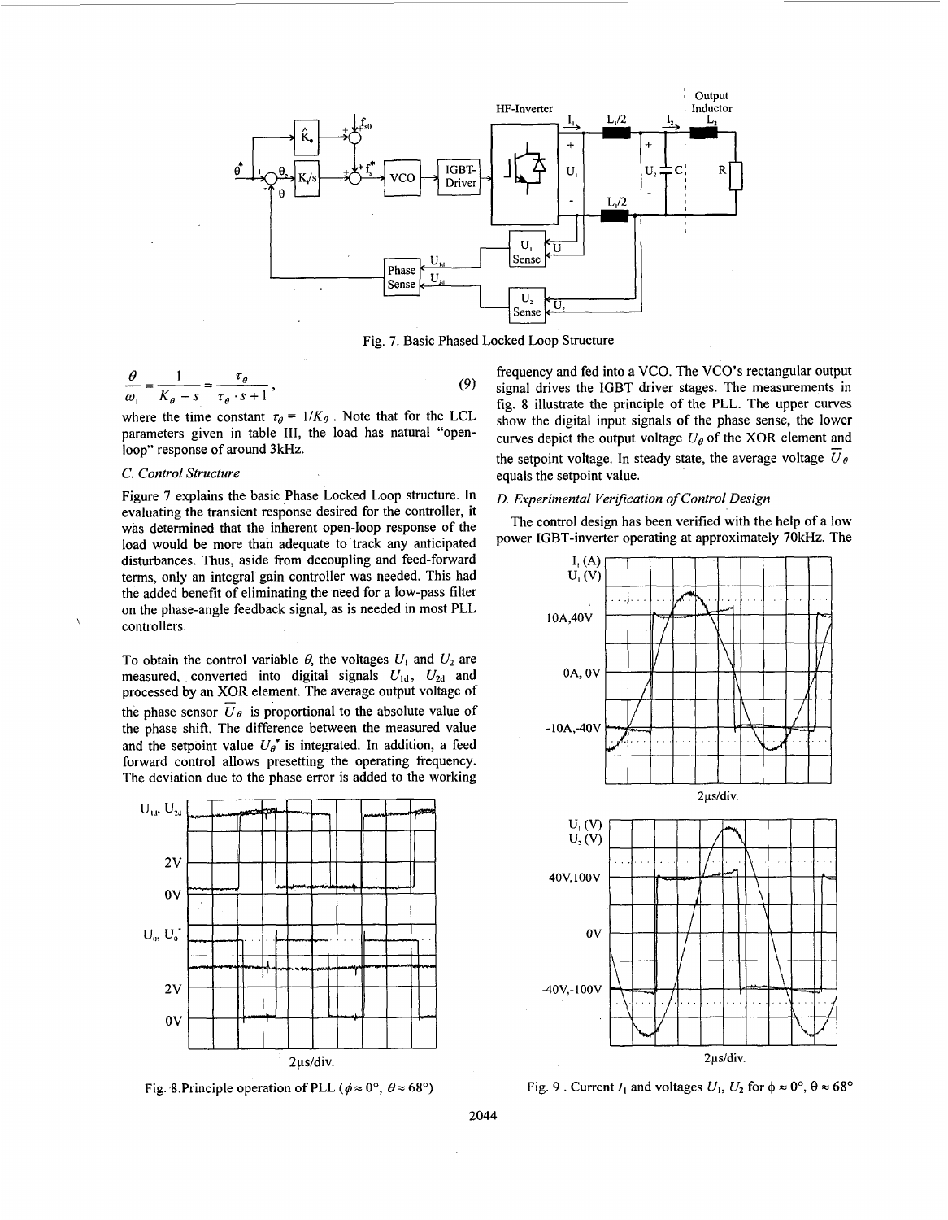Fig. 7. Basic Phased Locked Loop Structure

$$\frac{\theta}{\omega_1} = \frac{1}{K_\theta + s} = \frac{\tau_\theta}{\tau_\theta \cdot s + 1}, \tag{9}$$

where the time constant $\tau_\theta = 1/K_\theta$. Note that for the LCL parameters given in table III, the load has natural "open-loop" response of around 3kHz.

### C. Control Structure

Figure 7 explains the basic Phase Locked Loop structure. In evaluating the transient response desired for the controller, it was determined that the inherent open-loop response of the load would be more than adequate to track any anticipated disturbances. Thus, aside from decoupling and feed-forward terms, only an integral gain controller was needed. This had the added benefit of eliminating the need for a low-pass filter on the phase-angle feedback signal, as is needed in most PLL controllers.

To obtain the control variable $\theta$, the voltages $U_1$ and $U_2$ are measured, converted into digital signals $U_{1d}$, $U_{2d}$ and processed by an XOR element. The average output voltage of the phase sensor $\overline{U}_\theta$ is proportional to the absolute value of the phase shift. The difference between the measured value and the setpoint value $U_\theta^*$ is integrated. In addition, a feed forward control allows presetting the operating frequency. The deviation due to the phase error is added to the working frequency and fed into a VCO. The VCO's rectangular output signal drives the IGBT driver stages. The measurements in fig. 8 illustrate the principle of the PLL. The upper curves show the digital input signals of the phase sense, the lower curves depict the output voltage $U_\theta$ of the XOR element and the setpoint voltage. In steady state, the average voltage $\overline{U}_\theta$ equals the setpoint value.

Fig. 8. Principle operation of PLL ($\phi \approx 0°$, $\theta \approx 68°$)

### D. Experimental Verification of Control Design

The control design has been verified with the help of a low power IGBT-inverter operating at approximately 70kHz. The

Fig. 9. Current $I_1$ and voltages $U_1$, $U_2$ for $\phi \approx 0°$, $\theta \approx 68°$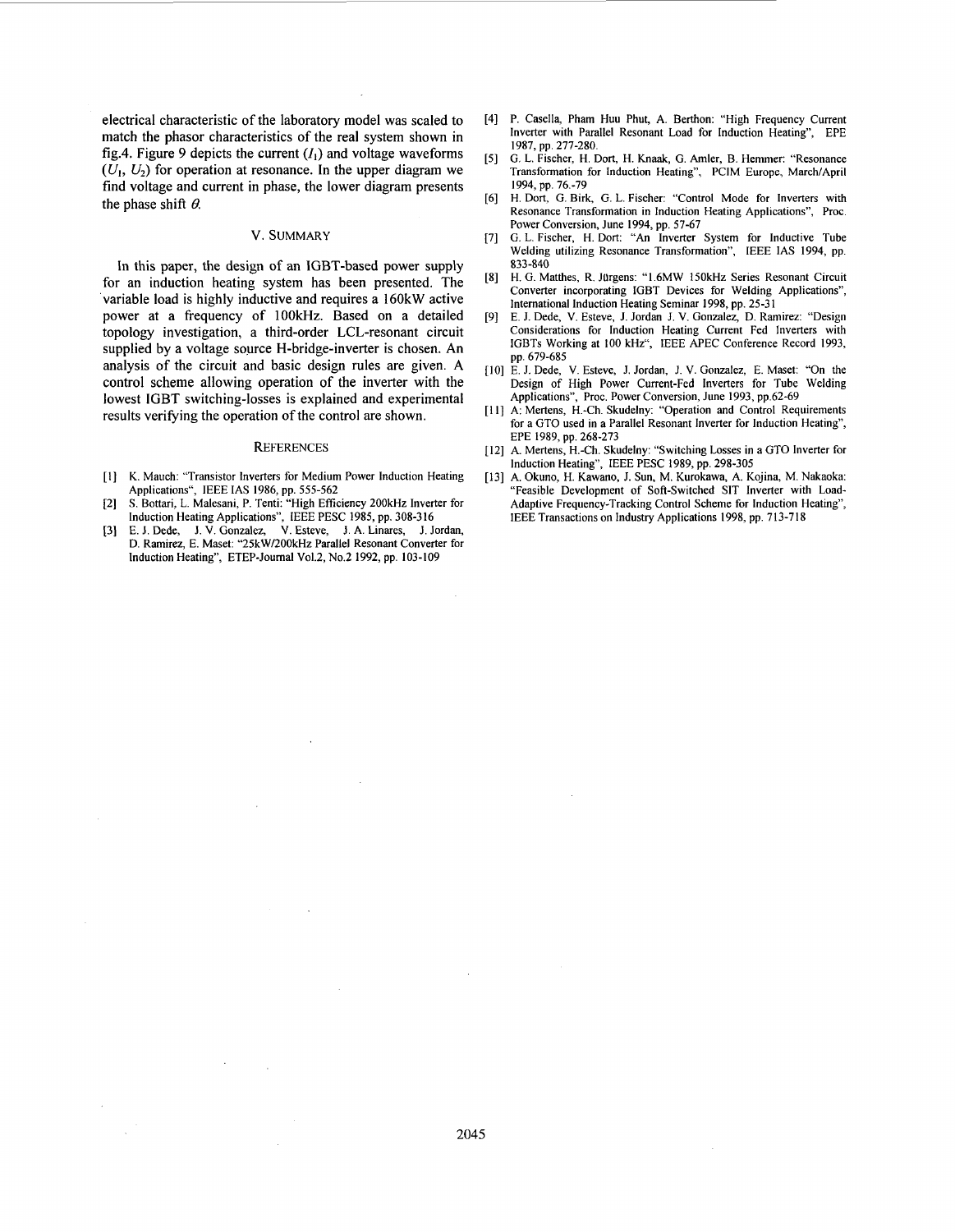electrical characteristic of the laboratory model was scaled to match the phasor characteristics of the real system shown in fig.4. Figure 9 depicts the current ($I_1$) and voltage waveforms ($U_1$, $U_2$) for operation at resonance. In the upper diagram we find voltage and current in phase, the lower diagram presents the phase shift $\theta$.

## V. SUMMARY

In this paper, the design of an IGBT-based power supply for an induction heating system has been presented. The variable load is highly inductive and requires a 160kW active power at a frequency of 100kHz. Based on a detailed topology investigation, a third-order LCL-resonant circuit supplied by a voltage source H-bridge-inverter is chosen. An analysis of the circuit and basic design rules are given. A control scheme allowing operation of the inverter with the lowest IGBT switching-losses is explained and experimental results verifying the operation of the control are shown.

## REFERENCES

[1] K. Mauch: "Transistor Inverters for Medium Power Induction Heating Applications", IEEE IAS 1986, pp. 555-562

[2] S. Bottari, L. Malesani, P. Tenti: "High Efficiency 200kHz Inverter for Induction Heating Applications", IEEE PESC 1985, pp. 308-316

[3] E. J. Dede, J. V. Gonzalez, V. Esteve, J. A. Linares, J. Jordan, D. Ramirez, E. Maset: "25kW/200kHz Parallel Resonant Converter for Induction Heating", ETEP-Journal Vol.2, No.2 1992, pp. 103-109

[4] P. Casella, Pham Huu Phut, A. Berthon: "High Frequency Current Inverter with Parallel Resonant Load for Induction Heating", EPE 1987, pp. 277-280.

[5] G. L. Fischer, H. Dort, H. Knaak, G. Amler, B. Hemmer: "Resonance Transformation for Induction Heating", PCIM Europe, March/April 1994, pp. 76.-79

[6] H. Dort, G. Birk, G. L. Fischer: "Control Mode for Inverters with Resonance Transformation in Induction Heating Applications", Proc. Power Conversion, June 1994, pp. 57-67

[7] G. L. Fischer, H. Dort: "An Inverter System for Inductive Tube Welding utilizing Resonance Transformation", IEEE IAS 1994, pp. 833-840

[8] H. G. Matthes, R. Jürgens: "1.6MW 150kHz Series Resonant Circuit Converter incorporating IGBT Devices for Welding Applications", International Induction Heating Seminar 1998, pp. 25-31

[9] E. J. Dede, V. Esteve, J. Jordan J. V. Gonzalez, D. Ramirez: "Design Considerations for Induction Heating Current Fed Inverters with IGBTs Working at 100 kHz", IEEE APEC Conference Record 1993, pp. 679-685

[10] E. J. Dede, V. Esteve, J. Jordan, J. V. Gonzalez, E. Maset: "On the Design of High Power Current-Fed Inverters for Tube Welding Applications", Proc. Power Conversion, June 1993, pp.62-69

[11] A. Mertens, H.-Ch. Skudelny: "Operation and Control Requirements for a GTO used in a Parallel Resonant Inverter for Induction Heating", EPE 1989, pp. 268-273

[12] A. Mertens, H.-Ch. Skudelny: "Switching Losses in a GTO Inverter for Induction Heating", IEEE PESC 1989, pp. 298-305

[13] A. Okuno, H. Kawano, J. Sun, M. Kurokawa, A. Kojina, M. Nakaoka: "Feasible Development of Soft-Switched SIT Inverter with Load-Adaptive Frequency-Tracking Control Scheme for Induction Heating", IEEE Transactions on Industry Applications 1998, pp. 713-718